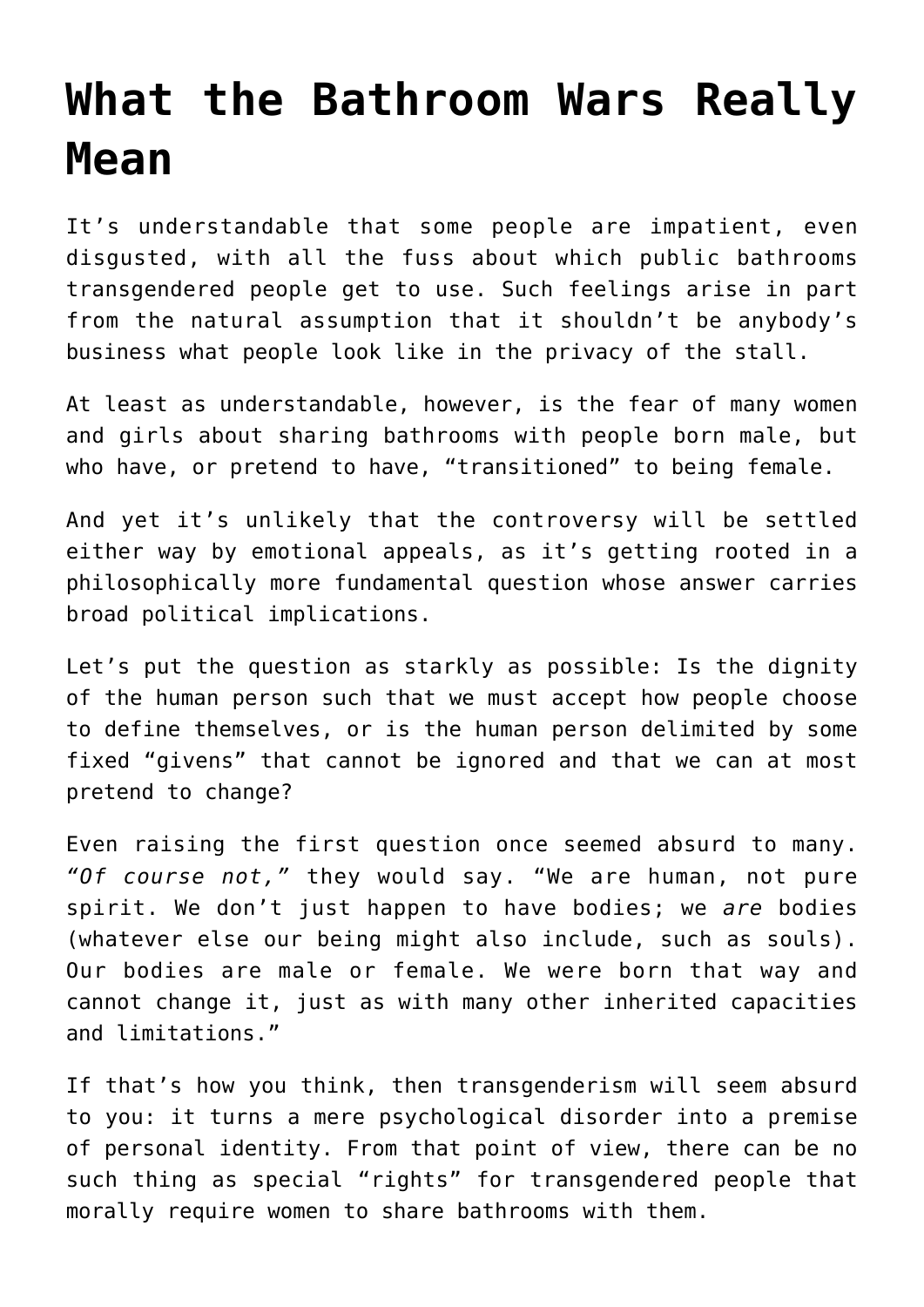# What the Bathroom Wars Really Mean

It's understandable that some people are impatient, even disgusted, with all the fuss about which public bathrooms transgendered people get to use. Such feelings arise in part from the natural assumption that it shouldn't be anybody's business what people look like in the privacy of the stall.

At least as understandable, however, is the fear of many women and girls about sharing bathrooms with people born male, but who have, or pretend to have, "transitioned" to being female.

And yet it's unlikely that the controversy will be settled either way by emotional appeals, as it's getting rooted in a philosophically more fundamental question whose answer carries broad political implications.

Let's put the question as starkly as possible: Is the dignity of the human person such that we must accept how people choose to define themselves, or is the human person delimited by some fixed "givens" that cannot be ignored and that we can at most pretend to change?

Even raising the first question once seemed absurd to many. *"Of course not,"* they would say. "We are human, not pure spirit. We don't just happen to have bodies; we *are* bodies (whatever else our being might also include, such as souls). Our bodies are male or female. We were born that way and cannot change it, just as with many other inherited capacities and limitations."

If that's how you think, then transgenderism will seem absurd to you: it turns a mere psychological disorder into a premise of personal identity. From that point of view, there can be no such thing as special "rights" for transgendered people that morally require women to share bathrooms with them.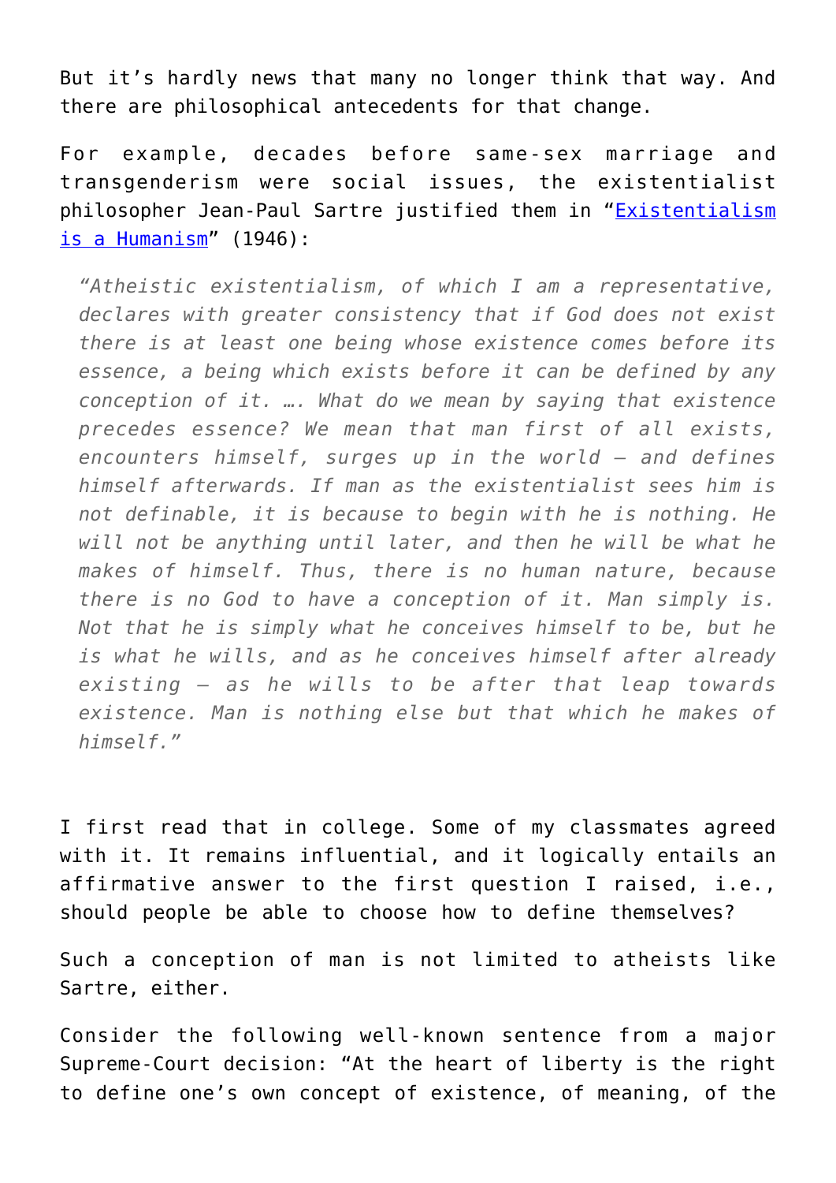But it's hardly news that many no longer think that way. And there are philosophical antecedents for that change.

For example, decades before same-sex marriage and transgenderism were social issues, the existentialist philosopher Jean-Paul Sartre justified them in "[Existentialism is a Humanism]" (1946):

> *"Atheistic existentialism, of which I am a representative, declares with greater consistency that if God does not exist there is at least one being whose existence comes before its essence, a being which exists before it can be defined by any conception of it. …. What do we mean by saying that existence precedes essence? We mean that man first of all exists, encounters himself, surges up in the world – and defines himself afterwards. If man as the existentialist sees him is not definable, it is because to begin with he is nothing. He will not be anything until later, and then he will be what he makes of himself. Thus, there is no human nature, because there is no God to have a conception of it. Man simply is. Not that he is simply what he conceives himself to be, but he is what he wills, and as he conceives himself after already existing – as he wills to be after that leap towards existence. Man is nothing else but that which he makes of himself."*

I first read that in college. Some of my classmates agreed with it. It remains influential, and it logically entails an affirmative answer to the first question I raised, i.e., should people be able to choose how to define themselves?

Such a conception of man is not limited to atheists like Sartre, either.

Consider the following well-known sentence from a major Supreme-Court decision: "At the heart of liberty is the right to define one's own concept of existence, of meaning, of the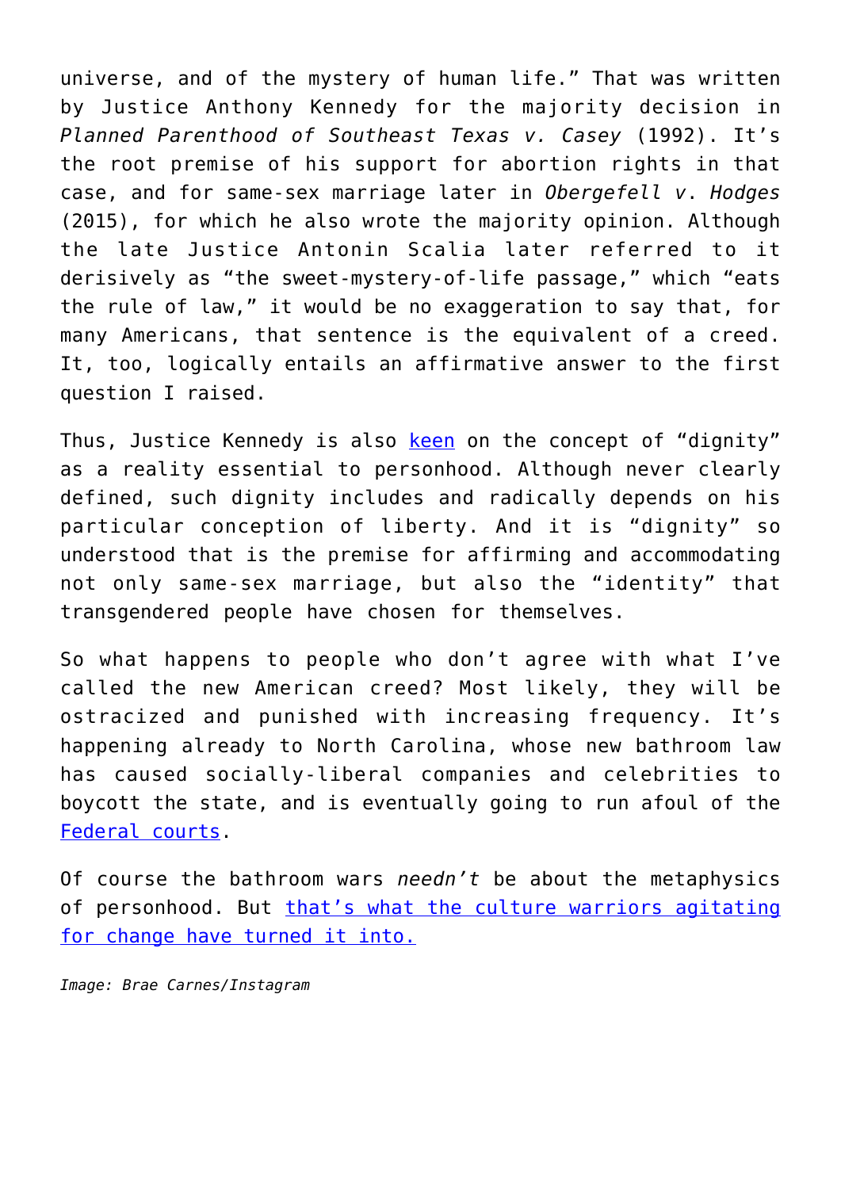universe, and of the mystery of human life." That was written by Justice Anthony Kennedy for the majority decision in *Planned Parenthood of Southeast Texas v. Casey* (1992). It's the root premise of his support for abortion rights in that case, and for same-sex marriage later in *Obergefell v. Hodges* (2015), for which he also wrote the majority opinion. Although the late Justice Antonin Scalia later referred to it derisively as "the sweet-mystery-of-life passage," which "eats the rule of law," it would be no exaggeration to say that, for many Americans, that sentence is the equivalent of a creed. It, too, logically entails an affirmative answer to the first question I raised.

Thus, Justice Kennedy is also keen on the concept of "dignity" as a reality essential to personhood. Although never clearly defined, such dignity includes and radically depends on his particular conception of liberty. And it is "dignity" so understood that is the premise for affirming and accommodating not only same-sex marriage, but also the "identity" that transgendered people have chosen for themselves.

So what happens to people who don't agree with what I've called the new American creed? Most likely, they will be ostracized and punished with increasing frequency. It's happening already to North Carolina, whose new bathroom law has caused socially-liberal companies and celebrities to boycott the state, and is eventually going to run afoul of the Federal courts.

Of course the bathroom wars *needn't* be about the metaphysics of personhood. But that's what the culture warriors agitating for change have turned it into.

*Image: Brae Carnes/Instagram*